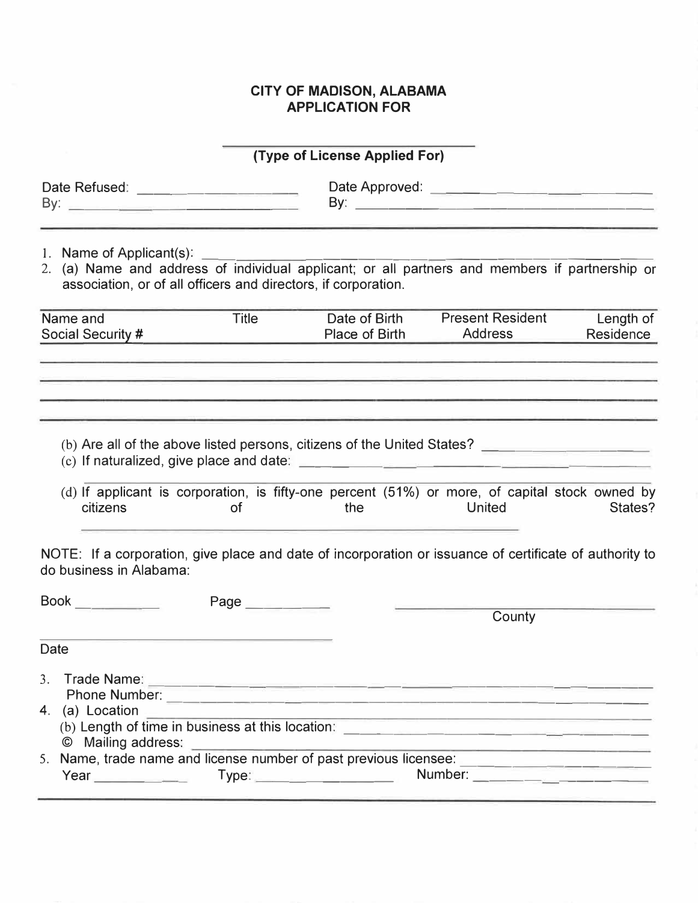# CITY OF MADISON, ALABAMA
## APPLICATION FOR

\_\_\_\_\_\_\_\_\_\_\_\_\_\_\_\_\_\_\_\_\_\_\_\_\_\_\_\_\_\_

**(Type of License Applied For)**

Date Refused: \_\_\_\_\_\_\_\_\_\_\_\_\_\_\_\_\_\_\_\_ Date Approved: \_\_\_\_\_\_\_\_\_\_\_\_\_\_\_\_\_\_\_\_\_\_\_\_\_\_
By: \_\_\_\_\_\_\_\_\_\_\_\_\_\_\_\_\_\_\_\_\_\_\_\_\_\_ By: \_\_\_\_\_\_\_\_\_\_\_\_\_\_\_\_\_\_\_\_\_\_\_\_\_\_\_\_\_\_\_\_\_\_\_\_

---

1. Name of Applicant(s): \_\_\_\_\_\_\_\_\_\_\_\_\_\_\_\_\_\_\_\_\_\_\_\_\_\_\_\_\_\_\_\_\_\_\_\_\_\_\_\_\_\_\_\_\_\_\_\_
2. (a) Name and address of individual applicant; or all partners and members if partnership or association, or of all officers and directors, if corporation.

| Name and Social Security # | Title | Date of Birth Place of Birth | Present Resident Address | Length of Residence |
|---|---|---|---|---|
| | | | | |
| | | | | |
| | | | | |
| | | | | |

(b) Are all of the above listed persons, citizens of the United States? \_\_\_\_\_\_\_\_\_\_\_\_\_\_\_\_\_\_\_\_

(c) If naturalized, give place and date: \_\_\_\_\_\_\_\_\_\_\_\_\_\_\_\_\_\_\_\_\_\_\_\_\_\_\_\_\_\_\_\_\_\_\_\_\_\_\_\_\_\_\_\_\_\_

(d) If applicant is corporation, is fifty-one percent (51%) or more, of capital stock owned by citizens of the United States?

\_\_\_\_\_\_\_\_\_\_\_\_\_\_\_\_\_\_\_\_\_\_\_\_\_\_\_\_\_\_\_\_\_\_\_\_\_\_\_\_\_\_\_\_\_\_\_\_\_\_\_\_\_\_\_\_

NOTE: If a corporation, give place and date of incorporation or issuance of certificate of authority to do business in Alabama:

Book \_\_\_\_\_\_\_\_\_\_ Page \_\_\_\_\_\_\_\_\_\_ \_\_\_\_\_\_\_\_\_\_\_\_\_\_\_\_\_\_\_\_\_\_\_\_\_\_\_\_\_\_\_\_\_\_
County

\_\_\_\_\_\_\_\_\_\_\_\_\_\_\_\_\_\_\_\_\_\_\_\_\_\_\_\_\_\_\_\_\_\_\_\_\_\_\_\_
Date

3. Trade Name: \_\_\_\_\_\_\_\_\_\_\_\_\_\_\_\_\_\_\_\_\_\_\_\_\_\_\_\_\_\_\_\_\_\_\_\_\_\_\_\_\_\_\_\_\_\_\_\_\_\_\_\_\_\_\_\_\_\_\_\_\_\_\_\_
   Phone Number: \_\_\_\_\_\_\_\_\_\_\_\_\_\_\_\_\_\_\_\_\_\_\_\_\_\_\_\_\_\_\_\_\_\_\_\_\_\_\_\_\_\_\_\_\_\_\_\_\_\_\_\_\_\_\_\_\_\_\_\_\_\_
4. (a) Location \_\_\_\_\_\_\_\_\_\_\_\_\_\_\_\_\_\_\_\_\_\_\_\_\_\_\_\_\_\_\_\_\_\_\_\_\_\_\_\_\_\_\_\_\_\_\_\_\_\_\_\_\_\_\_\_\_\_\_\_\_\_\_\_\_\_
   (b) Length of time in business at this location: \_\_\_\_\_\_\_\_\_\_\_\_\_\_\_\_\_\_\_\_\_\_\_\_\_\_\_\_\_\_\_\_\_\_\_\_
   © Mailing address: \_\_\_\_\_\_\_\_\_\_\_\_\_\_\_\_\_\_\_\_\_\_\_\_\_\_\_\_\_\_\_\_\_\_\_\_\_\_\_\_\_\_\_\_\_\_\_\_\_\_\_\_\_\_\_\_\_\_\_
5. Name, trade name and license number of past previous licensee: \_\_\_\_\_\_\_\_\_\_\_\_\_\_\_\_\_\_\_\_\_\_\_
   Year \_\_\_\_\_\_\_\_\_\_ Type: \_\_\_\_\_\_\_\_\_\_\_\_\_\_\_\_\_\_ Number: \_\_\_\_\_\_\_\_\_\_\_\_\_\_\_\_\_\_\_\_\_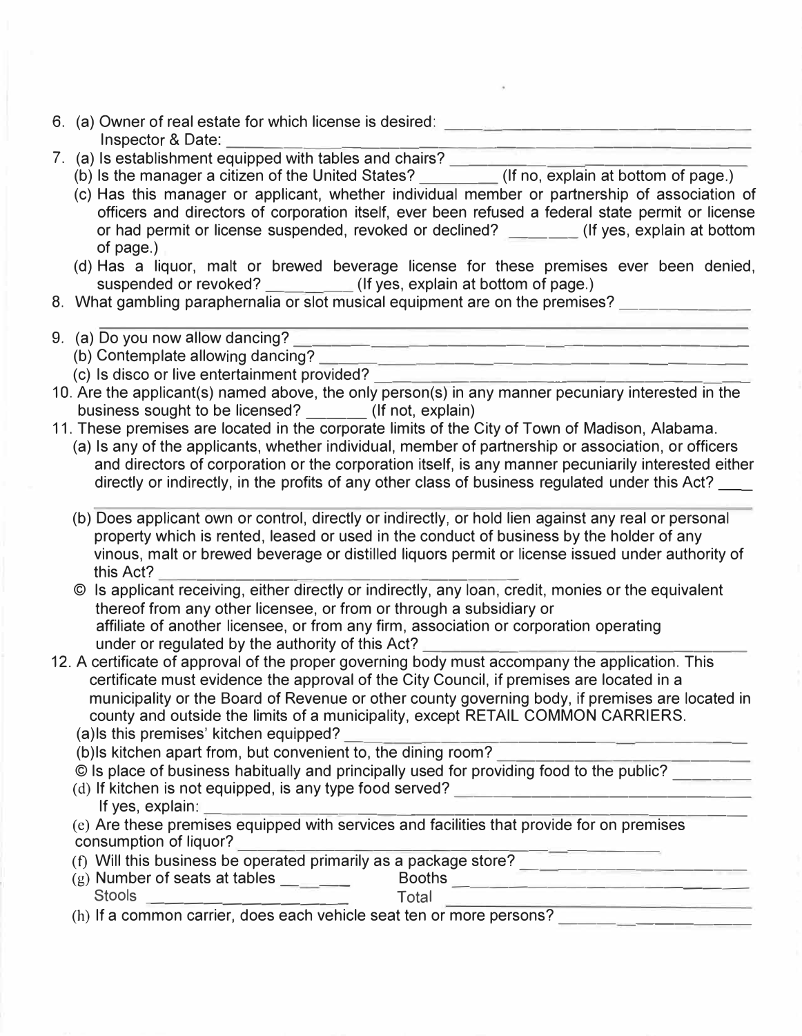6. (a) Owner of real estate for which license is desired: ______________________________
   Inspector & Date: ______________________________
7. (a) Is establishment equipped with tables and chairs? ______________________________
   (b) Is the manager a citizen of the United States? ________ (If no, explain at bottom of page.)
   (c) Has this manager or applicant, whether individual member or partnership of association of officers and directors of corporation itself, ever been refused a federal state permit or license or had permit or license suspended, revoked or declined? _______ (If yes, explain at bottom of page.)
   (d) Has a liquor, malt or brewed beverage license for these premises ever been denied, suspended or revoked? _________ (If yes, explain at bottom of page.)
8. What gambling paraphernalia or slot musical equipment are on the premises? ______________
   ______________________________
9. (a) Do you now allow dancing? ______________________________
   (b) Contemplate allowing dancing? ______________________________
   (c) Is disco or live entertainment provided? ______________________________
10. Are the applicant(s) named above, the only person(s) in any manner pecuniary interested in the business sought to be licensed? _______ (If not, explain)
11. These premises are located in the corporate limits of the City of Town of Madison, Alabama.
    (a) Is any of the applicants, whether individual, member of partnership or association, or officers and directors of corporation or the corporation itself, is any manner pecuniarily interested either directly or indirectly, in the profits of any other class of business regulated under this Act? ____
    ______________________________
    (b) Does applicant own or control, directly or indirectly, or hold lien against any real or personal property which is rented, leased or used in the conduct of business by the holder of any vinous, malt or brewed beverage or distilled liquors permit or license issued under authority of this Act? ______________________________
    © Is applicant receiving, either directly or indirectly, any loan, credit, monies or the equivalent thereof from any other licensee, or from or through a subsidiary or affiliate of another licensee, or from any firm, association or corporation operating under or regulated by the authority of this Act? ______________________________
12. A certificate of approval of the proper governing body must accompany the application. This certificate must evidence the approval of the City Council, if premises are located in a municipality or the Board of Revenue or other county governing body, if premises are located in county and outside the limits of a municipality, except RETAIL COMMON CARRIERS.
    (a)Is this premises' kitchen equipped? ______________________________
    (b)Is kitchen apart from, but convenient to, the dining room? ______________________________
    © Is place of business habitually and principally used for providing food to the public? ________
    (d) If kitchen is not equipped, is any type food served? ______________________________
    If yes, explain: ______________________________
    (e) Are these premises equipped with services and facilities that provide for on premises consumption of liquor? ______________________________
    (f) Will this business be operated primarily as a package store? ______________________________
    (g) Number of seats at tables _______ Booths ______________________________
    Stools ____________________ Total ______________________________
    (h) If a common carrier, does each vehicle seat ten or more persons? ______________________________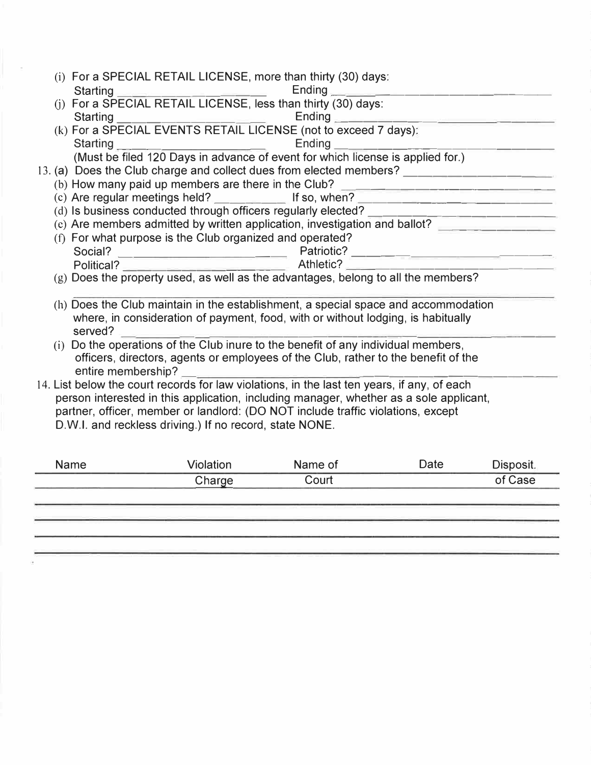(i) For a SPECIAL RETAIL LICENSE, more than thirty (30) days:
Starting ______________________ Ending ______________________

(j) For a SPECIAL RETAIL LICENSE, less than thirty (30) days:
Starting ______________________ Ending ______________________

(k) For a SPECIAL EVENTS RETAIL LICENSE (not to exceed 7 days):
Starting ______________________ Ending ______________________
(Must be filed 120 Days in advance of event for which license is applied for.)

13. (a) Does the Club charge and collect dues from elected members? ______________________

(b) How many paid up members are there in the Club? ______________________

(c) Are regular meetings held? ____________ If so, when? ______________________

(d) Is business conducted through officers regularly elected? ______________________

(e) Are members admitted by written application, investigation and ballot? ______________________

(f) For what purpose is the Club organized and operated?
Social? ______________________ Patriotic? ______________________
Political? ______________________ Athletic? ______________________

(g) Does the property used, as well as the advantages, belong to all the members?
______________________________________________

(h) Does the Club maintain in the establishment, a special space and accommodation where, in consideration of payment, food, with or without lodging, is habitually served? ______________________

(i) Do the operations of the Club inure to the benefit of any individual members, officers, directors, agents or employees of the Club, rather to the benefit of the entire membership? ______________________

14. List below the court records for law violations, in the last ten years, if any, of each person interested in this application, including manager, whether as a sole applicant, partner, officer, member or landlord: (DO NOT include traffic violations, except D.W.I. and reckless driving.) If no record, state NONE.

| Name | Violation Charge | Name of Court | Date | Disposit. of Case |
|---|---|---|---|---|
| | | | | |
| | | | | |
| | | | | |
| | | | | |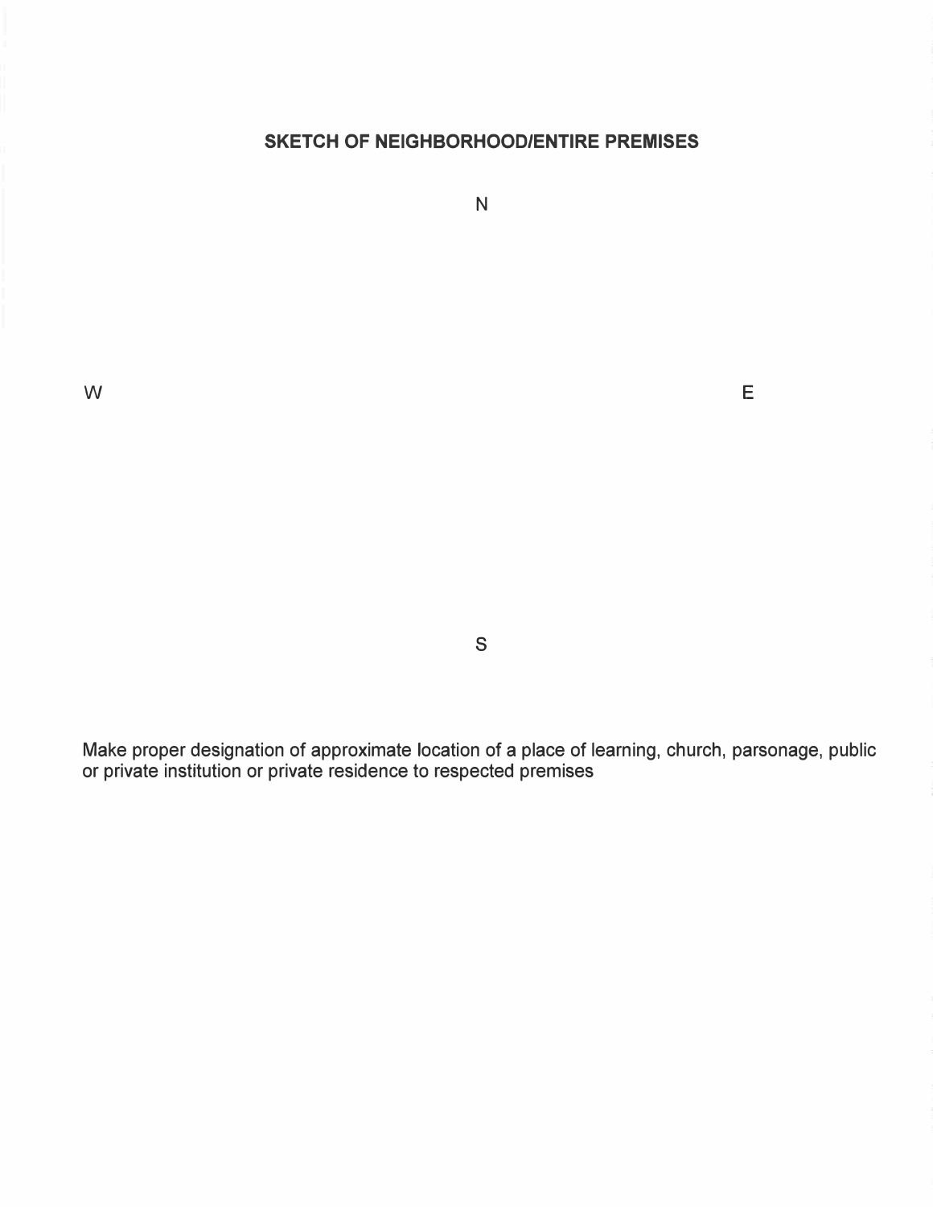## SKETCH OF NEIGHBORHOOD/ENTIRE PREMISES

N

W E

S

Make proper designation of approximate location of a place of learning, church, parsonage, public or private institution or private residence to respected premises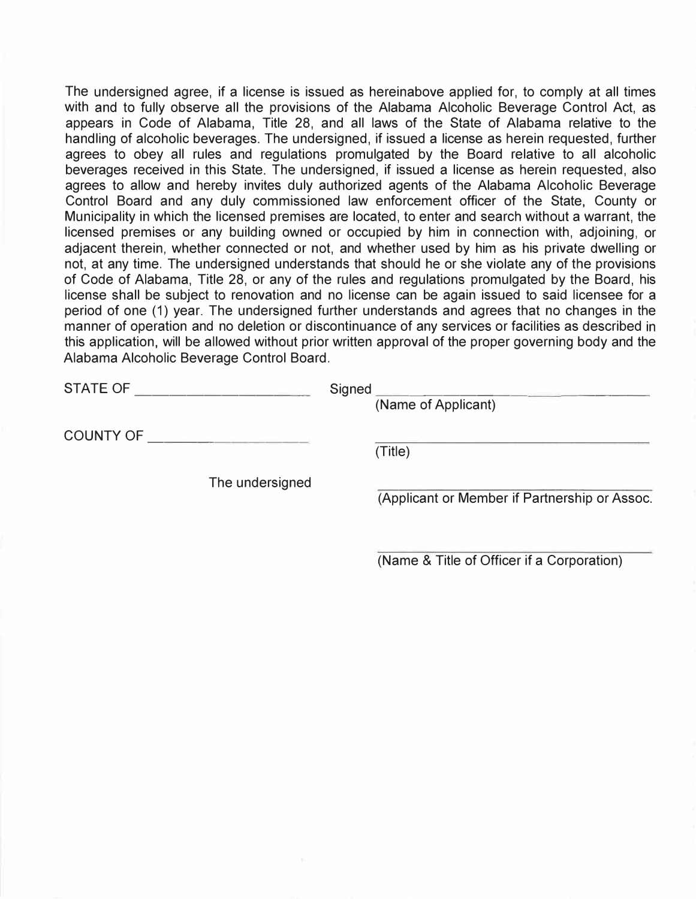The undersigned agree, if a license is issued as hereinabove applied for, to comply at all times with and to fully observe all the provisions of the Alabama Alcoholic Beverage Control Act, as appears in Code of Alabama, Title 28, and all laws of the State of Alabama relative to the handling of alcoholic beverages. The undersigned, if issued a license as herein requested, further agrees to obey all rules and regulations promulgated by the Board relative to all alcoholic beverages received in this State. The undersigned, if issued a license as herein requested, also agrees to allow and hereby invites duly authorized agents of the Alabama Alcoholic Beverage Control Board and any duly commissioned law enforcement officer of the State, County or Municipality in which the licensed premises are located, to enter and search without a warrant, the licensed premises or any building owned or occupied by him in connection with, adjoining, or adjacent therein, whether connected or not, and whether used by him as his private dwelling or not, at any time. The undersigned understands that should he or she violate any of the provisions of Code of Alabama, Title 28, or any of the rules and regulations promulgated by the Board, his license shall be subject to renovation and no license can be again issued to said licensee for a period of one (1) year. The undersigned further understands and agrees that no changes in the manner of operation and no deletion or discontinuance of any services or facilities as described in this application, will be allowed without prior written approval of the proper governing body and the Alabama Alcoholic Beverage Control Board.

STATE OF ______________________ Signed ______________________________
(Name of Applicant)

COUNTY OF ____________________ ______________________________
(Title)

The undersigned ______________________________
(Applicant or Member if Partnership or Assoc.

______________________________
(Name & Title of Officer if a Corporation)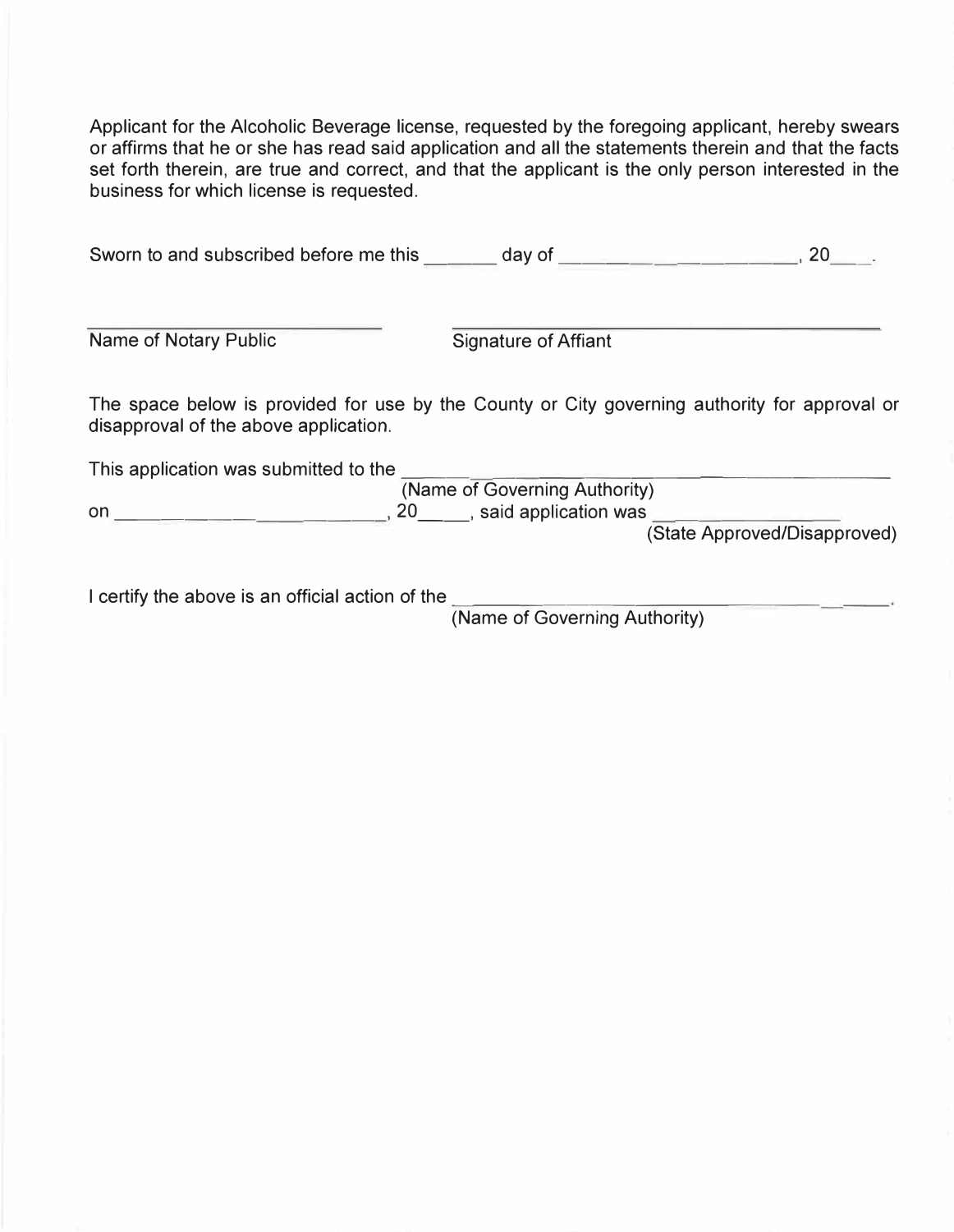Applicant for the Alcoholic Beverage license, requested by the foregoing applicant, hereby swears or affirms that he or she has read said application and all the statements therein and that the facts set forth therein, are true and correct, and that the applicant is the only person interested in the business for which license is requested.

Sworn to and subscribed before me this _______ day of _______________________, 20___.

_______________________ &nbsp;&nbsp;&nbsp;&nbsp; _______________________________

Name of Notary Public &nbsp;&nbsp;&nbsp;&nbsp; Signature of Affiant

The space below is provided for use by the County or City governing authority for approval or disappraval of the above application.

This application was submitted to the ______________________________________
(Name of Governing Authority)

on __________________________, 20_____, said application was _______________
(State Approved/Disapproved)

I certify the above is an official action of the ___________________________________.
(Name of Governing Authority)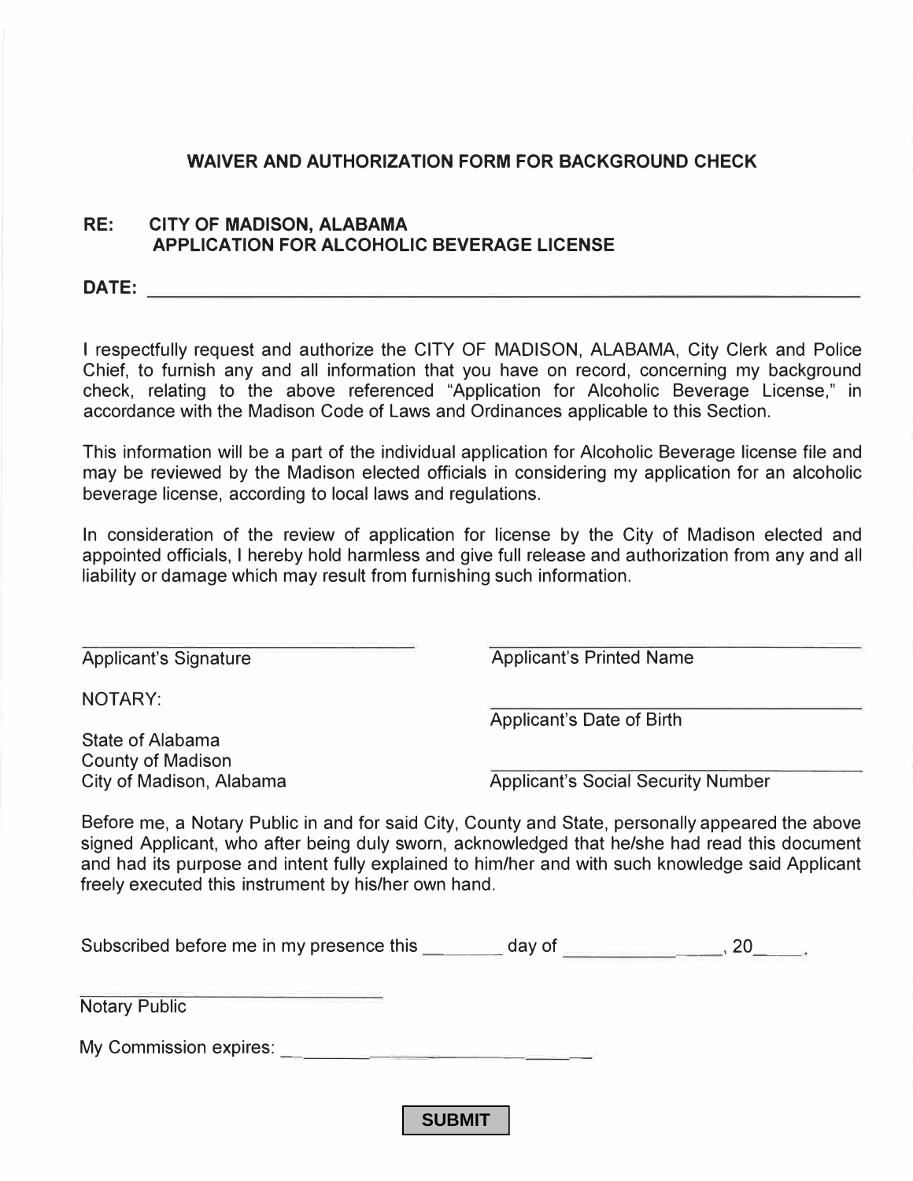## WAIVER AND AUTHORIZATION FORM FOR BACKGROUND CHECK

**RE: CITY OF MADISON, ALABAMA**
**APPLICATION FOR ALCOHOLIC BEVERAGE LICENSE**

**DATE:** ______________________________________________

I respectfully request and authorize the CITY OF MADISON, ALABAMA, City Clerk and Police Chief, to furnish any and all information that you have on record, concerning my background check, relating to the above referenced "Application for Alcoholic Beverage License," in accordance with the Madison Code of Laws and Ordinances applicable to this Section.

This information will be a part of the individual application for Alcoholic Beverage license file and may be reviewed by the Madison elected officials in considering my application for an alcoholic beverage license, according to local laws and regulations.

In consideration of the review of application for license by the City of Madison elected and appointed officials, I hereby hold harmless and give full release and authorization from any and all liability or damage which may result from furnishing such information.

______________________________
Applicant's Signature

______________________________
Applicant's Printed Name

______________________________
Applicant's Date of Birth

______________________________
Applicant's Social Security Number

NOTARY:

State of Alabama
County of Madison
City of Madison, Alabama

Before me, a Notary Public in and for said City, County and State, personally appeared the above signed Applicant, who after being duly sworn, acknowledged that he/she had read this document and had its purpose and intent fully explained to him/her and with such knowledge said Applicant freely executed this instrument by his/her own hand.

Subscribed before me in my presence this ________ day of ________________, 20_____.

______________________________
Notary Public

My Commission expires: ______________________________

**SUBMIT**